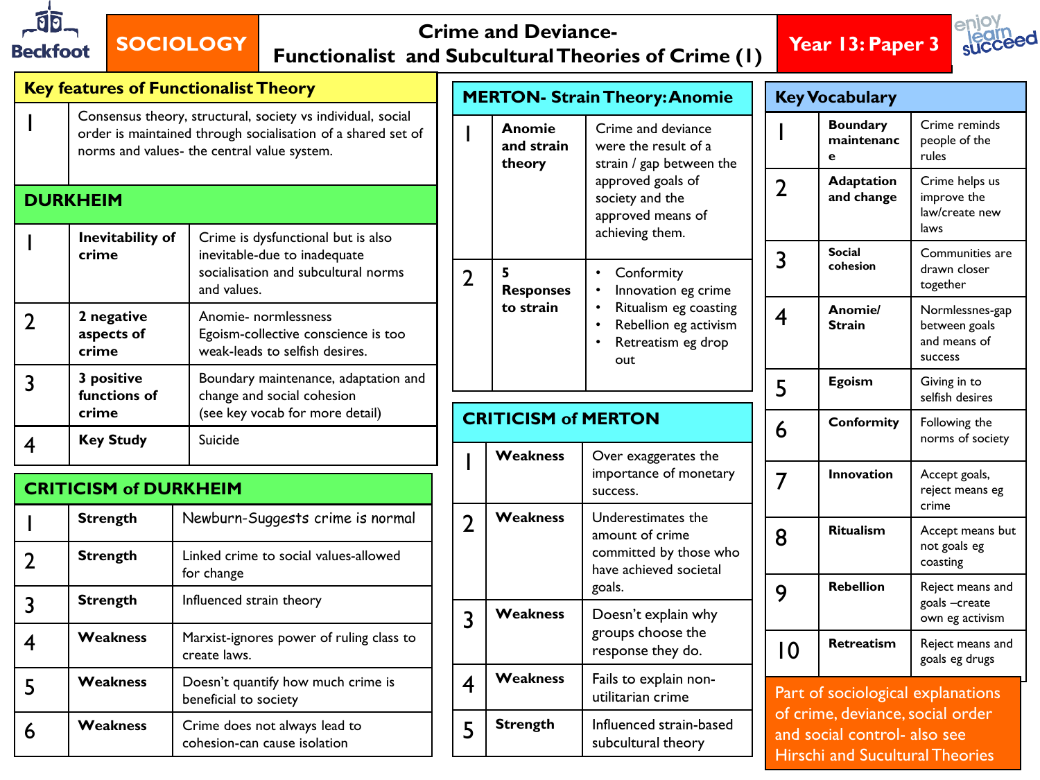# SOCIOLOGY — Crime and Deviance- Functionalist and Subcultural Theories of Crime (1) — Year 13: Paper 3

## Key features of Functionalist Theory

| | |
|---|---|
| 1 | Consensus theory, structural, society vs individual, social order is maintained through socialisation of a shared set of norms and values- the central value system. |

## DURKHEIM

| | | |
|---|---|---|
| 1 | **Inevitability of crime** | Crime is dysfunctional but is also inevitable-due to inadequate socialisation and subcultural norms and values. |
| 2 | **2 negative aspects of crime** | Anomie- normlessness<br>Egoism-collective conscience is too weak-leads to selfish desires. |
| 3 | **3 positive functions of crime** | Boundary maintenance, adaptation and change and social cohesion<br>(see key vocab for more detail) |
| 4 | **Key Study** | Suicide |

## CRITICISM of DURKHEIM

| | | |
|---|---|---|
| 1 | **Strength** | Newburn-Suggests crime is normal |
| 2 | **Strength** | Linked crime to social values-allowed for change |
| 3 | **Strength** | Influenced strain theory |
| 4 | **Weakness** | Marxist-ignores power of ruling class to create laws. |
| 5 | **Weakness** | Doesn't quantify how much crime is beneficial to society |
| 6 | **Weakness** | Crime does not always lead to cohesion-can cause isolation |

## MERTON- Strain Theory: Anomie

| | | |
|---|---|---|
| 1 | **Anomie and strain theory** | Crime and deviance were the result of a strain / gap between the approved goals of society and the approved means of achieving them. |
| 2 | **5 Responses to strain** | • Conformity<br>• Innovation eg crime<br>• Ritualism eg coasting<br>• Rebellion eg activism<br>• Retreatism eg drop out |

## CRITICISM of MERTON

| | | |
|---|---|---|
| 1 | **Weakness** | Over exaggerates the importance of monetary success. |
| 2 | **Weakness** | Underestimates the amount of crime committed by those who have achieved societal goals. |
| 3 | **Weakness** | Doesn't explain why groups choose the response they do. |
| 4 | **Weakness** | Fails to explain non-utilitarian crime |
| 5 | **Strength** | Influenced strain-based subcultural theory |

## Key Vocabulary

| | | |
|---|---|---|
| 1 | **Boundary maintenance** | Crime reminds people of the rules |
| 2 | **Adaptation and change** | Crime helps us improve the law/create new laws |
| 3 | **Social cohesion** | Communities are drawn closer together |
| 4 | **Anomie/ Strain** | Normlessnes-gap between goals and means of success |
| 5 | **Egoism** | Giving in to selfish desires |
| 6 | **Conformity** | Following the norms of society |
| 7 | **Innovation** | Accept goals, reject means eg crime |
| 8 | **Ritualism** | Accept means but not goals eg coasting |
| 9 | **Rebellion** | Reject means and goals –create own eg activism |
| 10 | **Retreatism** | Reject means and goals eg drugs |

Part of sociological explanations of crime, deviance, social order and social control- also see Hirschi and Sucultural Theories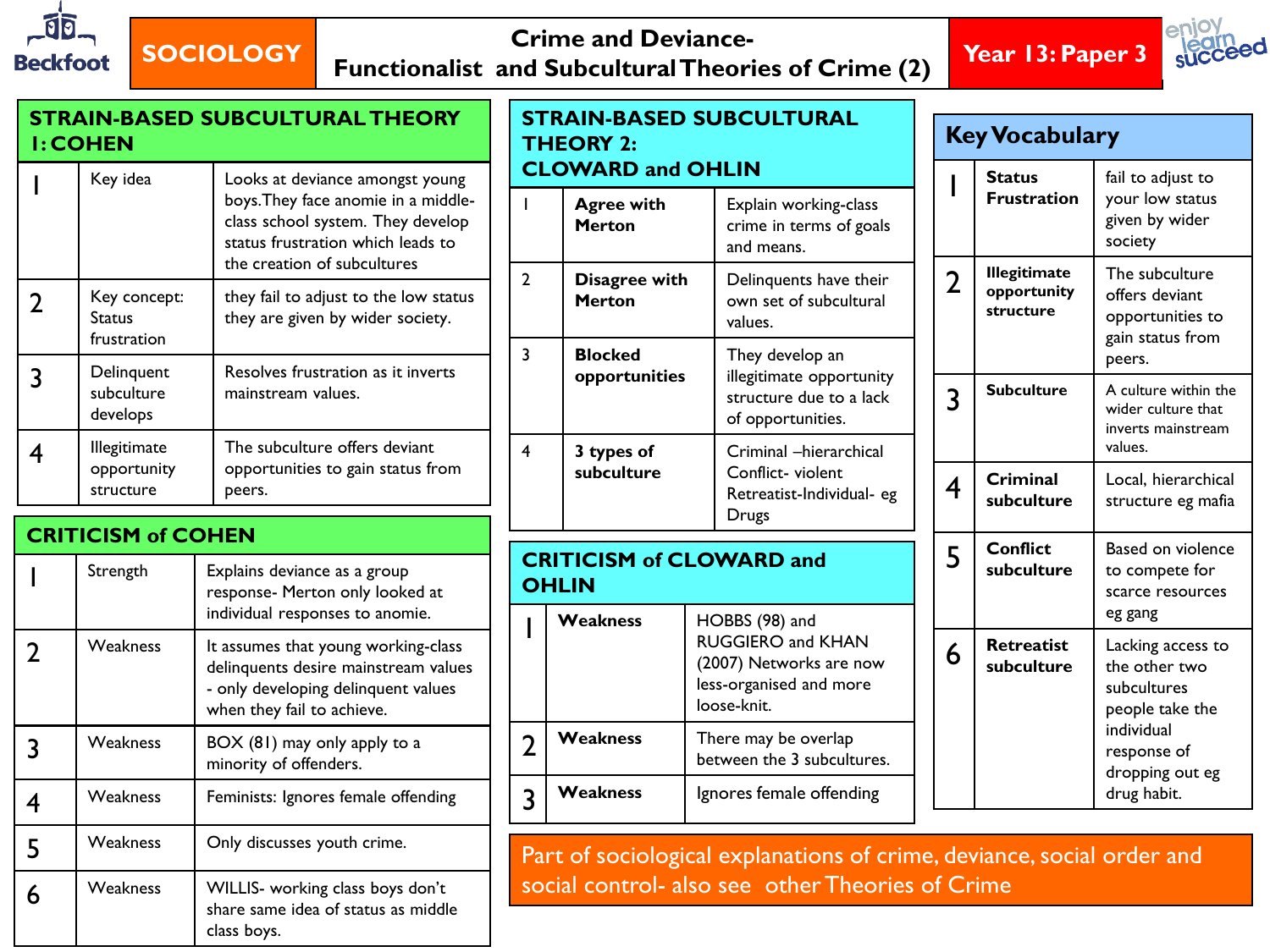# SOCIOLOGY — Crime and Deviance- Functionalist and Subcultural Theories of Crime (2) — Year 13: Paper 3

## STRAIN-BASED SUBCULTURAL THEORY 1: COHEN

| | | |
|---|---|---|
| 1 | Key idea | Looks at deviance amongst young boys.They face anomie in a middle-class school system. They develop status frustration which leads to the creation of subcultures |
| 2 | Key concept: Status frustration | they fail to adjust to the low status they are given by wider society. |
| 3 | Delinquent subculture develops | Resolves frustration as it inverts mainstream values. |
| 4 | Illegitimate opportunity structure | The subculture offers deviant opportunities to gain status from peers. |

## CRITICISM of COHEN

| | | |
|---|---|---|
| 1 | Strength | Explains deviance as a group response- Merton only looked at individual responses to anomie. |
| 2 | Weakness | It assumes that young working-class delinquents desire mainstream values - only developing delinquent values when they fail to achieve. |
| 3 | Weakness | BOX (81) may only apply to a minority of offenders. |
| 4 | Weakness | Feminists: Ignores female offending |
| 5 | Weakness | Only discusses youth crime. |
| 6 | Weakness | WILLIS- working class boys don't share same idea of status as middle class boys. |

## STRAIN-BASED SUBCULTURAL THEORY 2: CLOWARD and OHLIN

| | | |
|---|---|---|
| 1 | **Agree with Merton** | Explain working-class crime in terms of goals and means. |
| 2 | **Disagree with Merton** | Delinquents have their own set of subcultural values. |
| 3 | **Blocked opportunities** | They develop an illegitimate opportunity structure due to a lack of opportunities. |
| 4 | **3 types of subculture** | Criminal –hierarchical<br>Conflict- violent<br>Retreatist-Individual- eg Drugs |

## CRITICISM of CLOWARD and OHLIN

| | | |
|---|---|---|
| 1 | **Weakness** | HOBBS (98) and RUGGIERO and KHAN (2007) Networks are now less-organised and more loose-knit. |
| 2 | **Weakness** | There may be overlap between the 3 subcultures. |
| 3 | **Weakness** | Ignores female offending |

Part of sociological explanations of crime, deviance, social order and social control- also see other Theories of Crime

## Key Vocabulary

| | | |
|---|---|---|
| 1 | **Status Frustration** | fail to adjust to your low status given by wider society |
| 2 | **Illegitimate opportunity structure** | The subculture offers deviant opportunities to gain status from peers. |
| 3 | **Subculture** | A culture within the wider culture that inverts mainstream values. |
| 4 | **Criminal subculture** | Local, hierarchical structure eg mafia |
| 5 | **Conflict subculture** | Based on violence to compete for scarce resources eg gang |
| 6 | **Retreatist subculture** | Lacking access to the other two subcultures people take the individual response of dropping out eg drug habit. |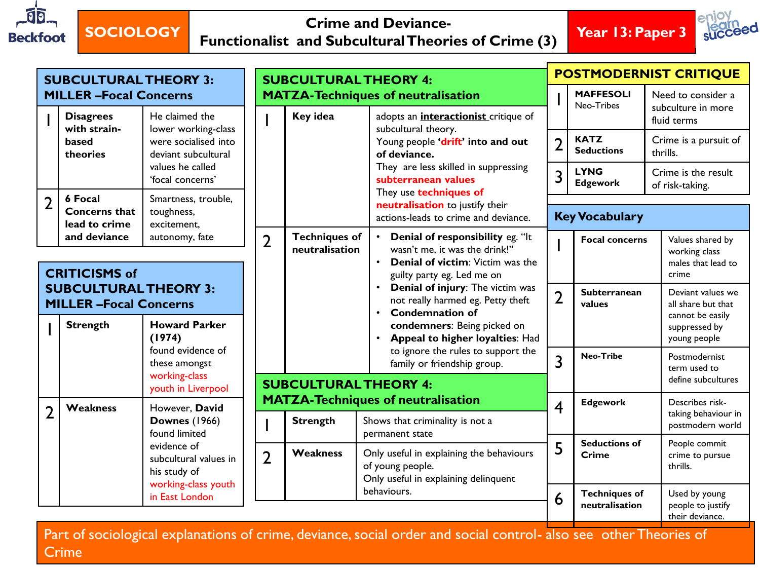# SOCIOLOGY

## Crime and Deviance- Functionalist and Subcultural Theories of Crime (3)

**Year 13: Paper 3**

### SUBCULTURAL THEORY 3: MILLER –Focal Concerns

| | | |
|---|---|---|
| 1 | **Disagrees with strain-based theories** | He claimed the lower working-class were socialised into deviant subcultural values he called 'focal concerns' |
| 2 | **6 Focal Concerns that lead to crime and deviance** | Smartness, trouble, toughness, excitement, autonomy, fate |

### CRITICISMS of SUBCULTURAL THEORY 3: MILLER –Focal Concerns

| | | |
|---|---|---|
| 1 | **Strength** | **Howard Parker (1974)** found evidence of these amongst working-class youth in Liverpool |
| 2 | **Weakness** | However, **David Downes** (1966) found limited evidence of subcultural values in his study of working-class youth in East London |

### SUBCULTURAL THEORY 4: MATZA-Techniques of neutralisation

| | | |
|---|---|---|
| 1 | **Key idea** | adopts an **interactionist** critique of subcultural theory. Young people **'drift' into and out of deviance.** They are less skilled in suppressing **subterranean values** They use **techniques of neutralisation** to justify their actions-leads to crime and deviance. |
| 2 | **Techniques of neutralisation** | • **Denial of responsibility** eg. "It wasn't me, it was the drink!" • **Denial of victim**: Victim was the guilty party eg. Led me on • **Denial of injury**: The victim was not really harmed eg. Petty theft • **Condemnation of condemners**: Being picked on • **Appeal to higher loyalties**: Had to ignore the rules to support the family or friendship group. |

### SUBCULTURAL THEORY 4: MATZA-Techniques of neutralisation

| | | |
|---|---|---|
| 1 | **Strength** | Shows that criminality is not a permanent state |
| 2 | **Weakness** | Only useful in explaining the behaviours of young people. Only useful in explaining delinquent behaviours. |

### POSTMODERNIST CRITIQUE

| | | |
|---|---|---|
| 1 | **MAFFESOLI** Neo-Tribes | Need to consider a subculture in more fluid terms |
| 2 | **KATZ Seductions** | Crime is a pursuit of thrills. |
| 3 | **LYNG Edgework** | Crime is the result of risk-taking. |

### Key Vocabulary

| | | |
|---|---|---|
| 1 | **Focal concerns** | Values shared by working class males that lead to crime |
| 2 | **Subterranean values** | Deviant values we all share but that cannot be easily suppressed by young people |
| 3 | **Neo-Tribe** | Postmodernist term used to define subcultures |
| 4 | **Edgework** | Describes risk-taking behaviour in postmodern world |
| 5 | **Seductions of Crime** | People commit crime to pursue thrills. |
| 6 | **Techniques of neutralisation** | Used by young people to justify their deviance. |

Part of sociological explanations of crime, deviance, social order and social control- also see other Theories of Crime